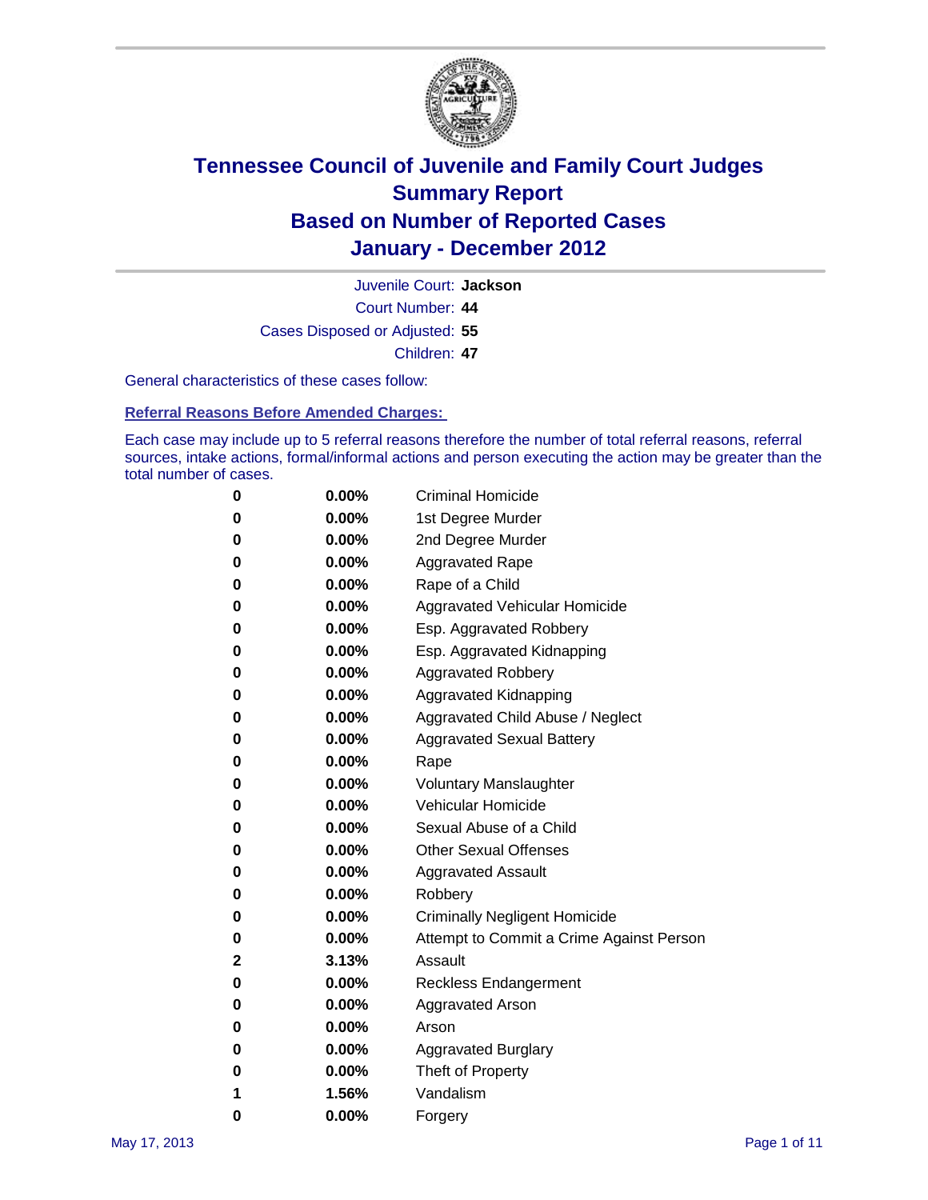# Tennessee Council of Juvenile and Family Court Judges
# Summary Report
# Based on Number of Reported Cases
# January - December 2012

Juvenile Court: **Jackson**

Court Number: **44**

Cases Disposed or Adjusted: **55**

Children: **47**

General characteristics of these cases follow:

**Referral Reasons Before Amended Charges:**

Each case may include up to 5 referral reasons therefore the number of total referral reasons, referral sources, intake actions, formal/informal actions and person executing the action may be greater than the total number of cases.

| | | |
|---|---|---|
| 0 | 0.00% | Criminal Homicide |
| 0 | 0.00% | 1st Degree Murder |
| 0 | 0.00% | 2nd Degree Murder |
| 0 | 0.00% | Aggravated Rape |
| 0 | 0.00% | Rape of a Child |
| 0 | 0.00% | Aggravated Vehicular Homicide |
| 0 | 0.00% | Esp. Aggravated Robbery |
| 0 | 0.00% | Esp. Aggravated Kidnapping |
| 0 | 0.00% | Aggravated Robbery |
| 0 | 0.00% | Aggravated Kidnapping |
| 0 | 0.00% | Aggravated Child Abuse / Neglect |
| 0 | 0.00% | Aggravated Sexual Battery |
| 0 | 0.00% | Rape |
| 0 | 0.00% | Voluntary Manslaughter |
| 0 | 0.00% | Vehicular Homicide |
| 0 | 0.00% | Sexual Abuse of a Child |
| 0 | 0.00% | Other Sexual Offenses |
| 0 | 0.00% | Aggravated Assault |
| 0 | 0.00% | Robbery |
| 0 | 0.00% | Criminally Negligent Homicide |
| 0 | 0.00% | Attempt to Commit a Crime Against Person |
| 2 | 3.13% | Assault |
| 0 | 0.00% | Reckless Endangerment |
| 0 | 0.00% | Aggravated Arson |
| 0 | 0.00% | Arson |
| 0 | 0.00% | Aggravated Burglary |
| 0 | 0.00% | Theft of Property |
| 1 | 1.56% | Vandalism |
| 0 | 0.00% | Forgery |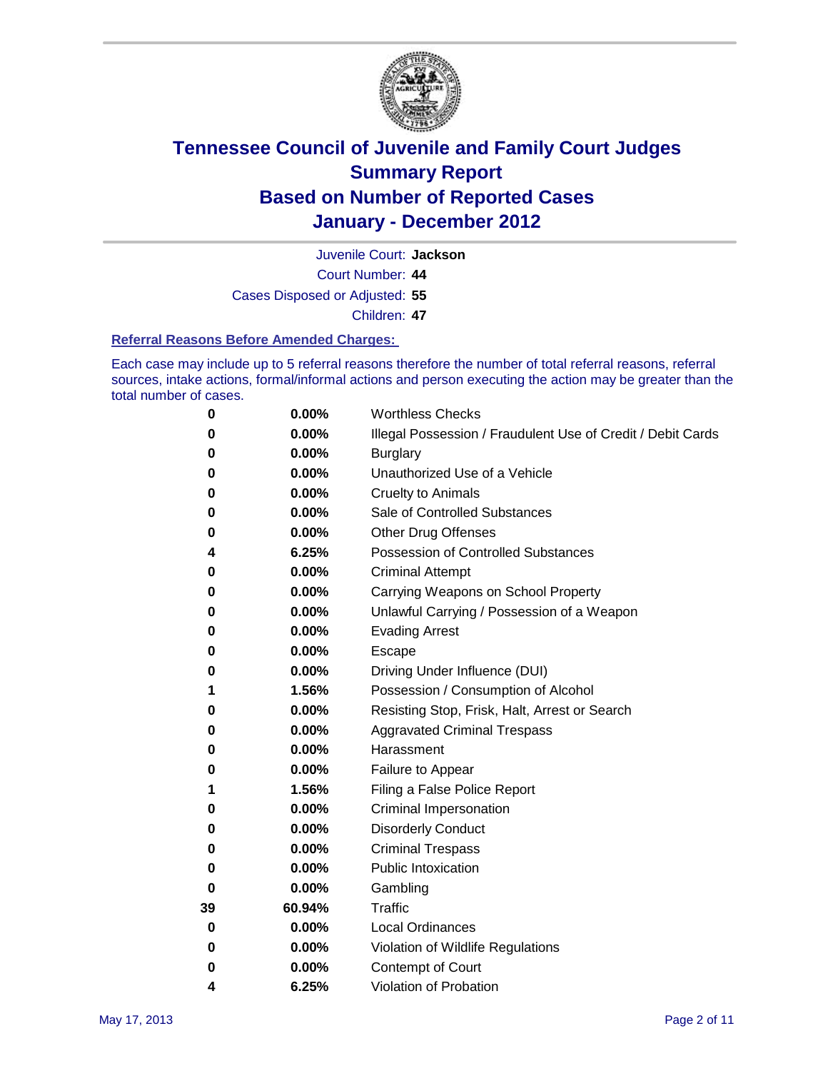# Tennessee Council of Juvenile and Family Court Judges
## Summary Report
## Based on Number of Reported Cases
## January - December 2012

Juvenile Court: **Jackson**

Court Number: **44**

Cases Disposed or Adjusted: **55**

Children: **47**

### Referral Reasons Before Amended Charges:

Each case may include up to 5 referral reasons therefore the number of total referral reasons, referral sources, intake actions, formal/informal actions and person executing the action may be greater than the total number of cases.

| Count | Percent | Referral Reason |
|---|---|---|
| 0 | 0.00% | Worthless Checks |
| 0 | 0.00% | Illegal Possession / Fraudulent Use of Credit / Debit Cards |
| 0 | 0.00% | Burglary |
| 0 | 0.00% | Unauthorized Use of a Vehicle |
| 0 | 0.00% | Cruelty to Animals |
| 0 | 0.00% | Sale of Controlled Substances |
| 0 | 0.00% | Other Drug Offenses |
| 4 | 6.25% | Possession of Controlled Substances |
| 0 | 0.00% | Criminal Attempt |
| 0 | 0.00% | Carrying Weapons on School Property |
| 0 | 0.00% | Unlawful Carrying / Possession of a Weapon |
| 0 | 0.00% | Evading Arrest |
| 0 | 0.00% | Escape |
| 0 | 0.00% | Driving Under Influence (DUI) |
| 1 | 1.56% | Possession / Consumption of Alcohol |
| 0 | 0.00% | Resisting Stop, Frisk, Halt, Arrest or Search |
| 0 | 0.00% | Aggravated Criminal Trespass |
| 0 | 0.00% | Harassment |
| 0 | 0.00% | Failure to Appear |
| 1 | 1.56% | Filing a False Police Report |
| 0 | 0.00% | Criminal Impersonation |
| 0 | 0.00% | Disorderly Conduct |
| 0 | 0.00% | Criminal Trespass |
| 0 | 0.00% | Public Intoxication |
| 0 | 0.00% | Gambling |
| 39 | 60.94% | Traffic |
| 0 | 0.00% | Local Ordinances |
| 0 | 0.00% | Violation of Wildlife Regulations |
| 0 | 0.00% | Contempt of Court |
| 4 | 6.25% | Violation of Probation |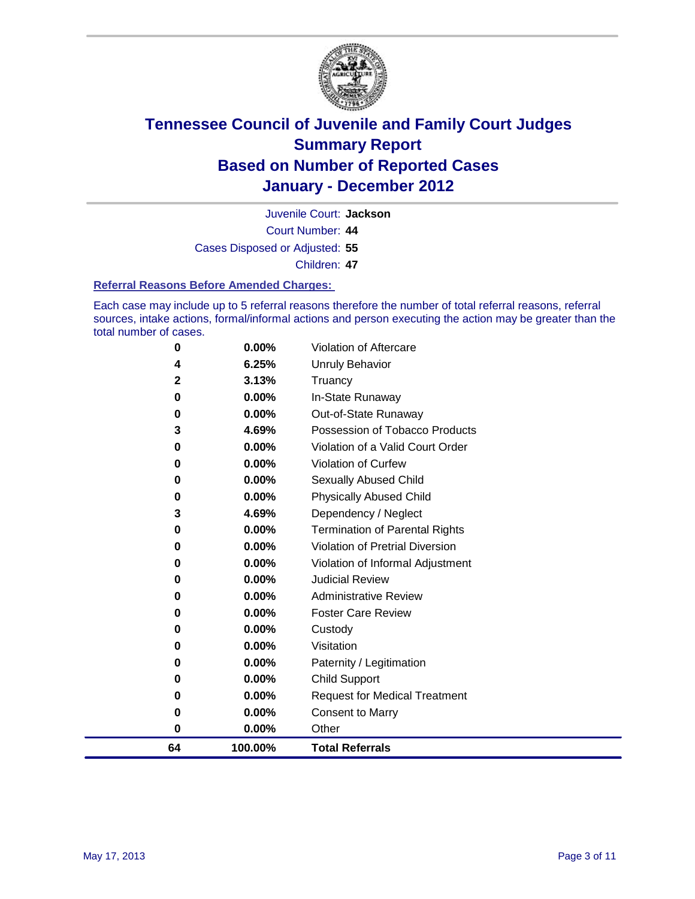# Tennessee Council of Juvenile and Family Court Judges
## Summary Report
## Based on Number of Reported Cases
## January - December 2012

Juvenile Court: **Jackson**

Court Number: **44**

Cases Disposed or Adjusted: **55**

Children: **47**

### Referral Reasons Before Amended Charges:

Each case may include up to 5 referral reasons therefore the number of total referral reasons, referral sources, intake actions, formal/informal actions and person executing the action may be greater than the total number of cases.

| Count | Percent | Referral Reason |
|---|---|---|
| 0 | 0.00% | Violation of Aftercare |
| 4 | 6.25% | Unruly Behavior |
| 2 | 3.13% | Truancy |
| 0 | 0.00% | In-State Runaway |
| 0 | 0.00% | Out-of-State Runaway |
| 3 | 4.69% | Possession of Tobacco Products |
| 0 | 0.00% | Violation of a Valid Court Order |
| 0 | 0.00% | Violation of Curfew |
| 0 | 0.00% | Sexually Abused Child |
| 0 | 0.00% | Physically Abused Child |
| 3 | 4.69% | Dependency / Neglect |
| 0 | 0.00% | Termination of Parental Rights |
| 0 | 0.00% | Violation of Pretrial Diversion |
| 0 | 0.00% | Violation of Informal Adjustment |
| 0 | 0.00% | Judicial Review |
| 0 | 0.00% | Administrative Review |
| 0 | 0.00% | Foster Care Review |
| 0 | 0.00% | Custody |
| 0 | 0.00% | Visitation |
| 0 | 0.00% | Paternity / Legitimation |
| 0 | 0.00% | Child Support |
| 0 | 0.00% | Request for Medical Treatment |
| 0 | 0.00% | Consent to Marry |
| 0 | 0.00% | Other |
| **64** | **100.00%** | **Total Referrals** |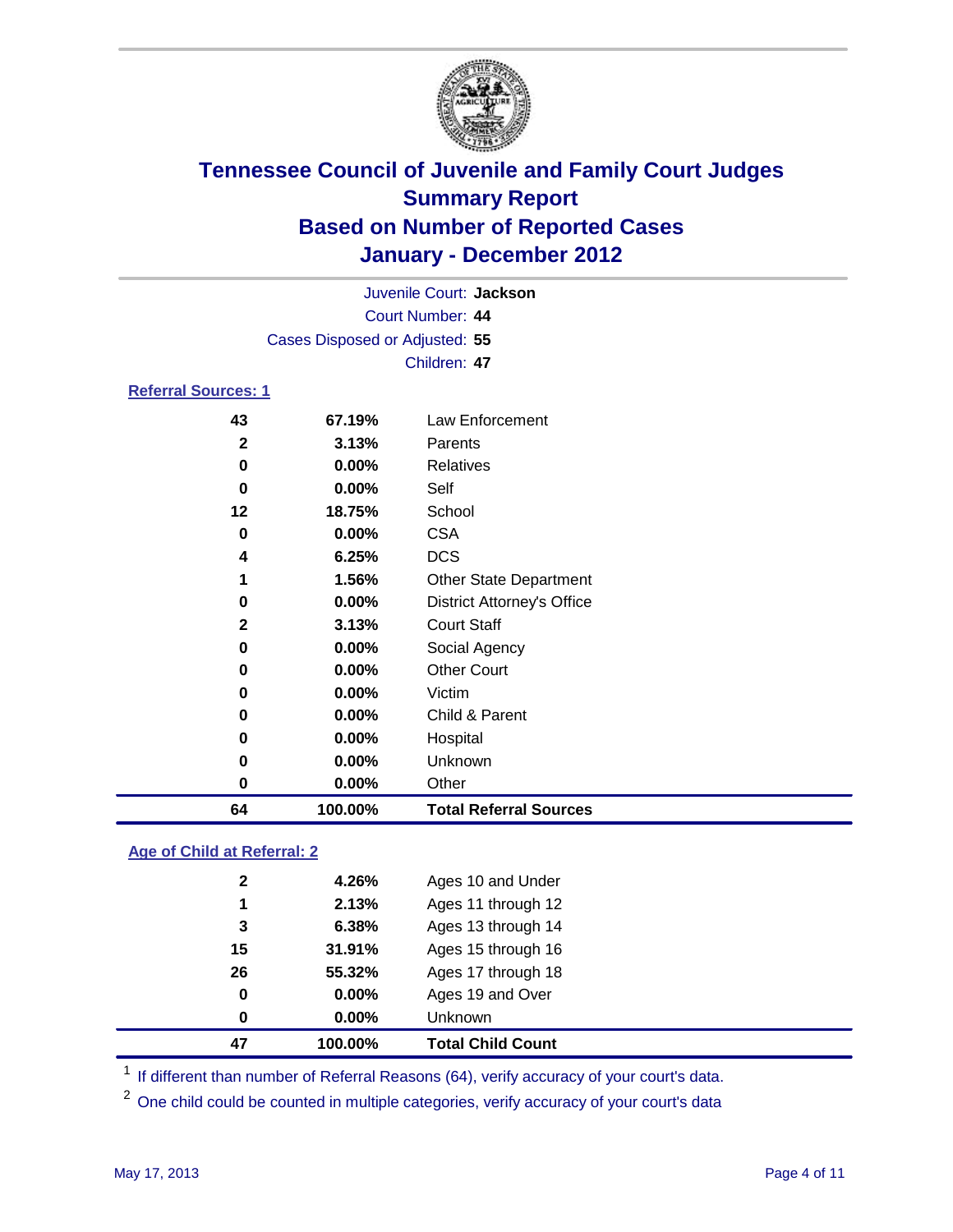# Tennessee Council of Juvenile and Family Court Judges
## Summary Report
## Based on Number of Reported Cases
## January - December 2012

Juvenile Court: **Jackson**
Court Number: **44**
Cases Disposed or Adjusted: **55**
Children: **47**

### Referral Sources: 1

| | | |
|---|---|---|
| 43 | 67.19% | Law Enforcement |
| 2 | 3.13% | Parents |
| 0 | 0.00% | Relatives |
| 0 | 0.00% | Self |
| 12 | 18.75% | School |
| 0 | 0.00% | CSA |
| 4 | 6.25% | DCS |
| 1 | 1.56% | Other State Department |
| 0 | 0.00% | District Attorney's Office |
| 2 | 3.13% | Court Staff |
| 0 | 0.00% | Social Agency |
| 0 | 0.00% | Other Court |
| 0 | 0.00% | Victim |
| 0 | 0.00% | Child & Parent |
| 0 | 0.00% | Hospital |
| 0 | 0.00% | Unknown |
| 0 | 0.00% | Other |
| **64** | **100.00%** | **Total Referral Sources** |

### Age of Child at Referral: 2

| | | |
|---|---|---|
| 2 | 4.26% | Ages 10 and Under |
| 1 | 2.13% | Ages 11 through 12 |
| 3 | 6.38% | Ages 13 through 14 |
| 15 | 31.91% | Ages 15 through 16 |
| 26 | 55.32% | Ages 17 through 18 |
| 0 | 0.00% | Ages 19 and Over |
| 0 | 0.00% | Unknown |
| **47** | **100.00%** | **Total Child Count** |

[1] If different than number of Referral Reasons (64), verify accuracy of your court's data.

[2] One child could be counted in multiple categories, verify accuracy of your court's data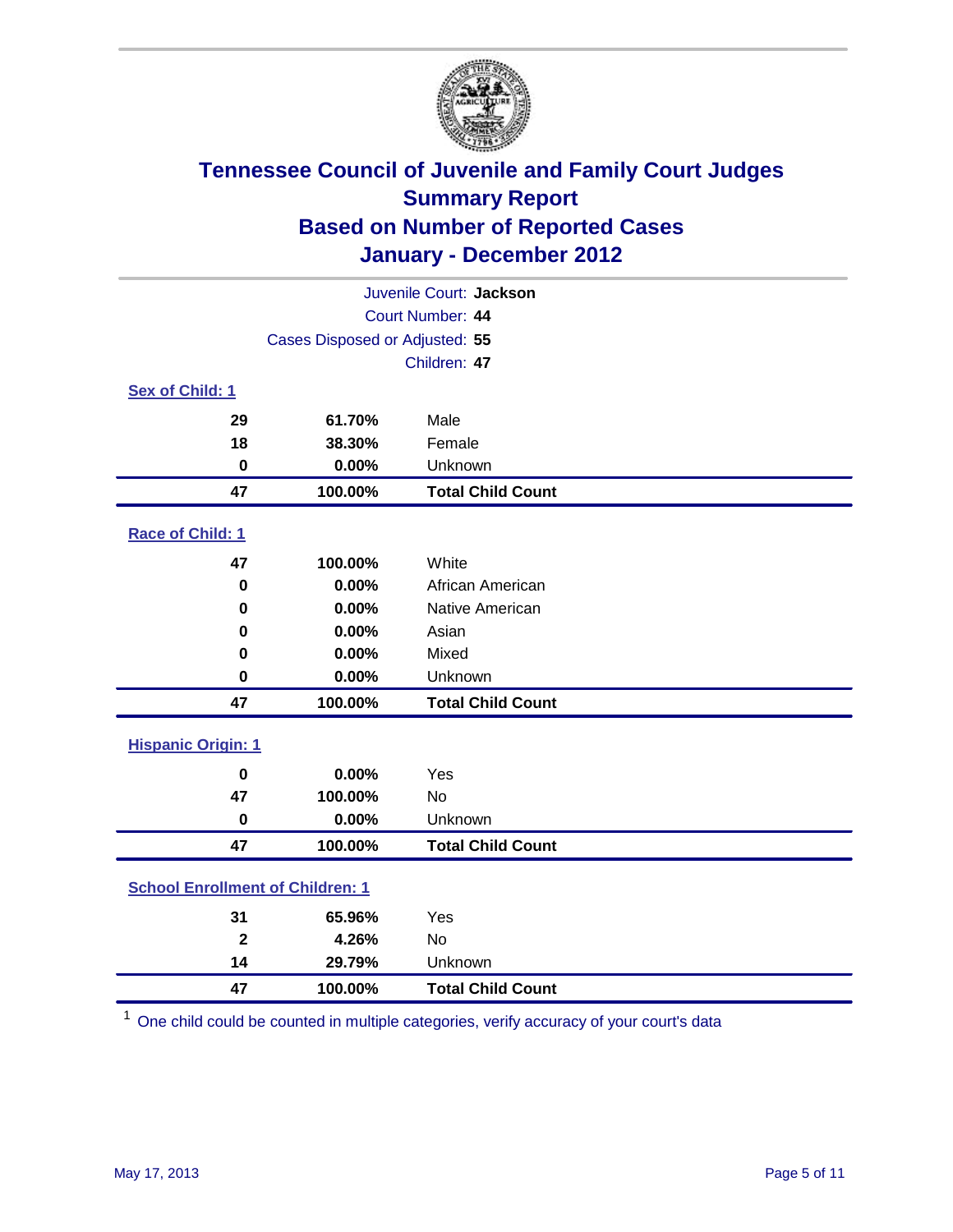# Tennessee Council of Juvenile and Family Court Judges
## Summary Report
## Based on Number of Reported Cases
## January - December 2012

Juvenile Court: **Jackson**
Court Number: **44**
Cases Disposed or Adjusted: **55**
Children: **47**

### Sex of Child: 1

| | | |
|---|---|---|
| 29 | 61.70% | Male |
| 18 | 38.30% | Female |
| 0 | 0.00% | Unknown |
| **47** | **100.00%** | **Total Child Count** |

### Race of Child: 1

| | | |
|---|---|---|
| 47 | 100.00% | White |
| 0 | 0.00% | African American |
| 0 | 0.00% | Native American |
| 0 | 0.00% | Asian |
| 0 | 0.00% | Mixed |
| 0 | 0.00% | Unknown |
| **47** | **100.00%** | **Total Child Count** |

### Hispanic Origin: 1

| | | |
|---|---|---|
| 0 | 0.00% | Yes |
| 47 | 100.00% | No |
| 0 | 0.00% | Unknown |
| **47** | **100.00%** | **Total Child Count** |

### School Enrollment of Children: 1

| | | |
|---|---|---|
| 31 | 65.96% | Yes |
| 2 | 4.26% | No |
| 14 | 29.79% | Unknown |
| **47** | **100.00%** | **Total Child Count** |

[1] One child could be counted in multiple categories, verify accuracy of your court's data

May 17, 2013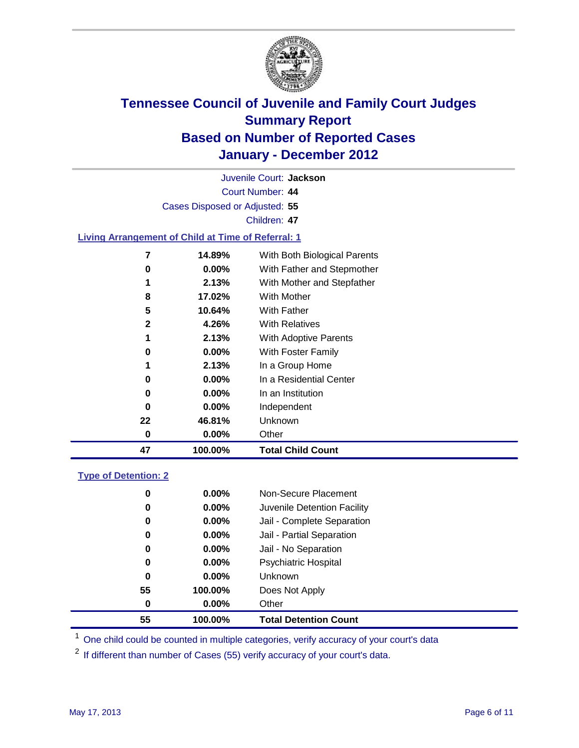# Tennessee Council of Juvenile and Family Court Judges
## Summary Report
## Based on Number of Reported Cases
## January - December 2012

Juvenile Court: **Jackson**
Court Number: **44**
Cases Disposed or Adjusted: **55**
Children: **47**

### Living Arrangement of Child at Time of Referral: 1

| | | |
|---|---|---|
| 7 | 14.89% | With Both Biological Parents |
| 0 | 0.00% | With Father and Stepmother |
| 1 | 2.13% | With Mother and Stepfather |
| 8 | 17.02% | With Mother |
| 5 | 10.64% | With Father |
| 2 | 4.26% | With Relatives |
| 1 | 2.13% | With Adoptive Parents |
| 0 | 0.00% | With Foster Family |
| 1 | 2.13% | In a Group Home |
| 0 | 0.00% | In a Residential Center |
| 0 | 0.00% | In an Institution |
| 0 | 0.00% | Independent |
| 22 | 46.81% | Unknown |
| 0 | 0.00% | Other |
| **47** | **100.00%** | **Total Child Count** |

### Type of Detention: 2

| | | |
|---|---|---|
| 0 | 0.00% | Non-Secure Placement |
| 0 | 0.00% | Juvenile Detention Facility |
| 0 | 0.00% | Jail - Complete Separation |
| 0 | 0.00% | Jail - Partial Separation |
| 0 | 0.00% | Jail - No Separation |
| 0 | 0.00% | Psychiatric Hospital |
| 0 | 0.00% | Unknown |
| 55 | 100.00% | Does Not Apply |
| 0 | 0.00% | Other |
| **55** | **100.00%** | **Total Detention Count** |

[1] One child could be counted in multiple categories, verify accuracy of your court's data

[2] If different than number of Cases (55) verify accuracy of your court's data.

May 17, 2013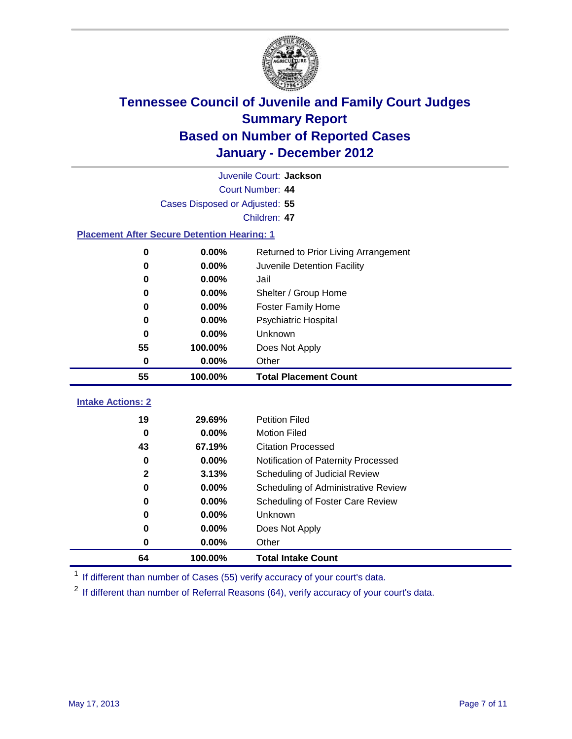# Tennessee Council of Juvenile and Family Court Judges
## Summary Report
## Based on Number of Reported Cases
## January - December 2012

Juvenile Court: **Jackson**
Court Number: **44**
Cases Disposed or Adjusted: **55**
Children: **47**

### Placement After Secure Detention Hearing: 1

| Count | Percent | Placement |
|---|---|---|
| 0 | 0.00% | Returned to Prior Living Arrangement |
| 0 | 0.00% | Juvenile Detention Facility |
| 0 | 0.00% | Jail |
| 0 | 0.00% | Shelter / Group Home |
| 0 | 0.00% | Foster Family Home |
| 0 | 0.00% | Psychiatric Hospital |
| 0 | 0.00% | Unknown |
| 55 | 100.00% | Does Not Apply |
| 0 | 0.00% | Other |
| **55** | **100.00%** | **Total Placement Count** |

### Intake Actions: 2

| Count | Percent | Intake Action |
|---|---|---|
| 19 | 29.69% | Petition Filed |
| 0 | 0.00% | Motion Filed |
| 43 | 67.19% | Citation Processed |
| 0 | 0.00% | Notification of Paternity Processed |
| 2 | 3.13% | Scheduling of Judicial Review |
| 0 | 0.00% | Scheduling of Administrative Review |
| 0 | 0.00% | Scheduling of Foster Care Review |
| 0 | 0.00% | Unknown |
| 0 | 0.00% | Does Not Apply |
| 0 | 0.00% | Other |
| **64** | **100.00%** | **Total Intake Count** |

[1] If different than number of Cases (55) verify accuracy of your court's data.

[2] If different than number of Referral Reasons (64), verify accuracy of your court's data.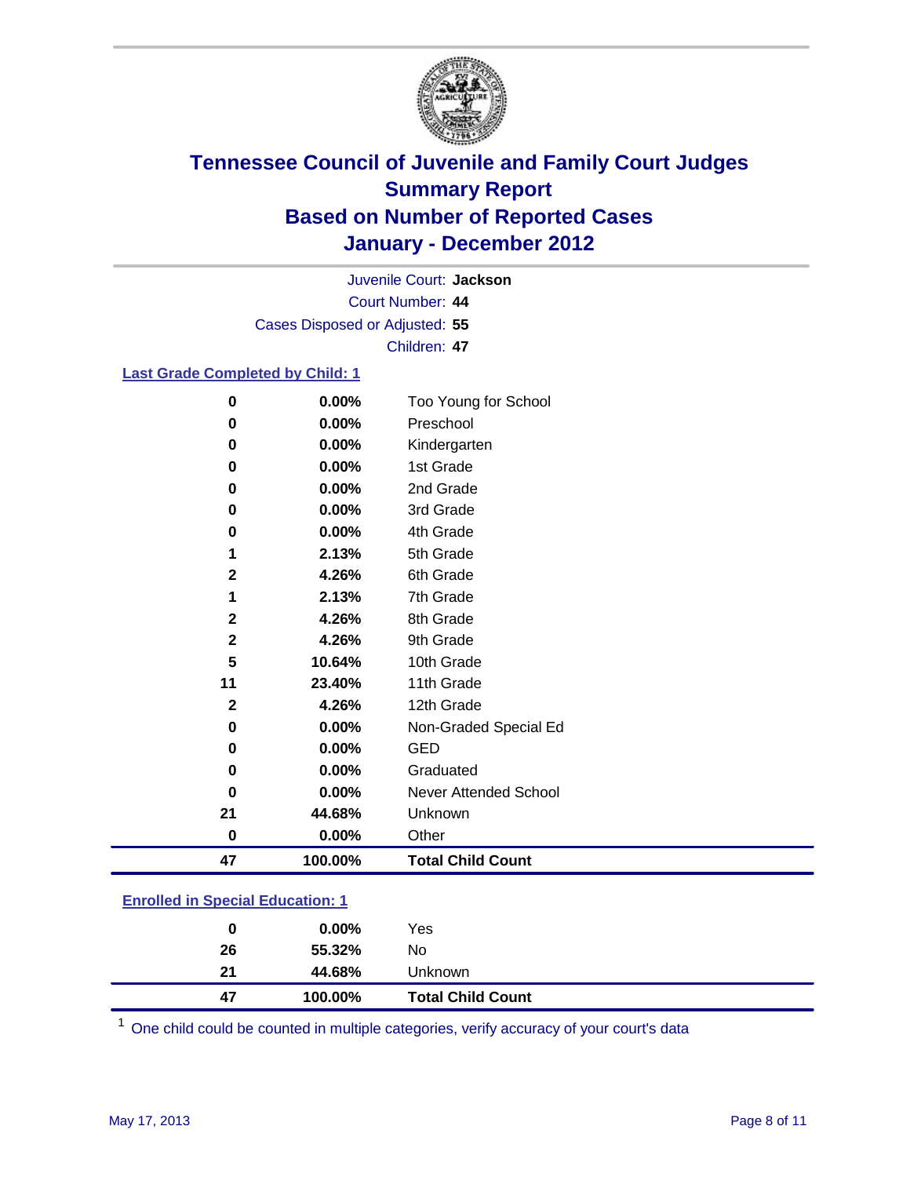# Tennessee Council of Juvenile and Family Court Judges
## Summary Report
## Based on Number of Reported Cases
## January - December 2012

Juvenile Court: **Jackson**

Court Number: **44**

Cases Disposed or Adjusted: **55**

Children: **47**

### Last Grade Completed by Child: 1

| Count | Percent | Category |
|---|---|---|
| 0 | 0.00% | Too Young for School |
| 0 | 0.00% | Preschool |
| 0 | 0.00% | Kindergarten |
| 0 | 0.00% | 1st Grade |
| 0 | 0.00% | 2nd Grade |
| 0 | 0.00% | 3rd Grade |
| 0 | 0.00% | 4th Grade |
| 1 | 2.13% | 5th Grade |
| 2 | 4.26% | 6th Grade |
| 1 | 2.13% | 7th Grade |
| 2 | 4.26% | 8th Grade |
| 2 | 4.26% | 9th Grade |
| 5 | 10.64% | 10th Grade |
| 11 | 23.40% | 11th Grade |
| 2 | 4.26% | 12th Grade |
| 0 | 0.00% | Non-Graded Special Ed |
| 0 | 0.00% | GED |
| 0 | 0.00% | Graduated |
| 0 | 0.00% | Never Attended School |
| 21 | 44.68% | Unknown |
| 0 | 0.00% | Other |
| **47** | **100.00%** | **Total Child Count** |

### Enrolled in Special Education: 1

| Count | Percent | Category |
|---|---|---|
| 0 | 0.00% | Yes |
| 26 | 55.32% | No |
| 21 | 44.68% | Unknown |
| **47** | **100.00%** | **Total Child Count** |

[1] One child could be counted in multiple categories, verify accuracy of your court's data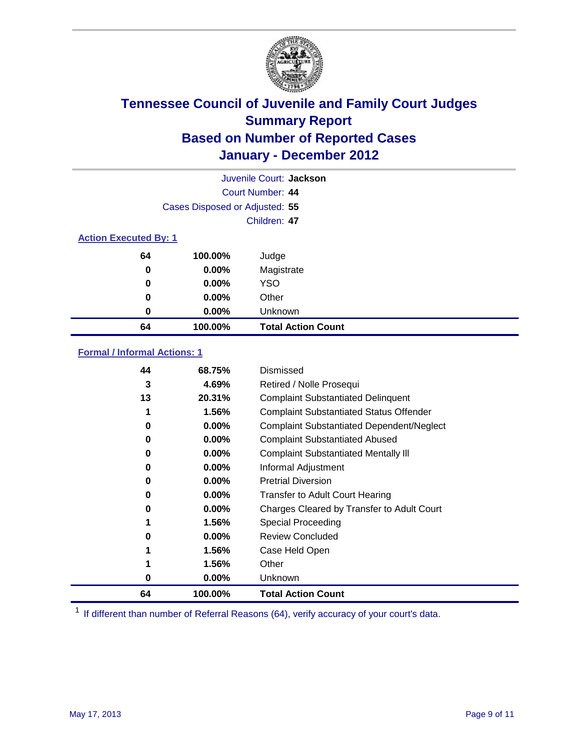# Tennessee Council of Juvenile and Family Court Judges
## Summary Report
## Based on Number of Reported Cases
## January - December 2012

Juvenile Court: **Jackson**
Court Number: **44**
Cases Disposed or Adjusted: **55**
Children: **47**

### Action Executed By: 1

| | | |
|---|---|---|
| 64 | 100.00% | Judge |
| 0 | 0.00% | Magistrate |
| 0 | 0.00% | YSO |
| 0 | 0.00% | Other |
| 0 | 0.00% | Unknown |
| **64** | **100.00%** | **Total Action Count** |

### Formal / Informal Actions: 1

| | | |
|---|---|---|
| 44 | 68.75% | Dismissed |
| 3 | 4.69% | Retired / Nolle Prosequi |
| 13 | 20.31% | Complaint Substantiated Delinquent |
| 1 | 1.56% | Complaint Substantiated Status Offender |
| 0 | 0.00% | Complaint Substantiated Dependent/Neglect |
| 0 | 0.00% | Complaint Substantiated Abused |
| 0 | 0.00% | Complaint Substantiated Mentally Ill |
| 0 | 0.00% | Informal Adjustment |
| 0 | 0.00% | Pretrial Diversion |
| 0 | 0.00% | Transfer to Adult Court Hearing |
| 0 | 0.00% | Charges Cleared by Transfer to Adult Court |
| 1 | 1.56% | Special Proceeding |
| 0 | 0.00% | Review Concluded |
| 1 | 1.56% | Case Held Open |
| 1 | 1.56% | Other |
| 0 | 0.00% | Unknown |
| **64** | **100.00%** | **Total Action Count** |

[1] If different than number of Referral Reasons (64), verify accuracy of your court's data.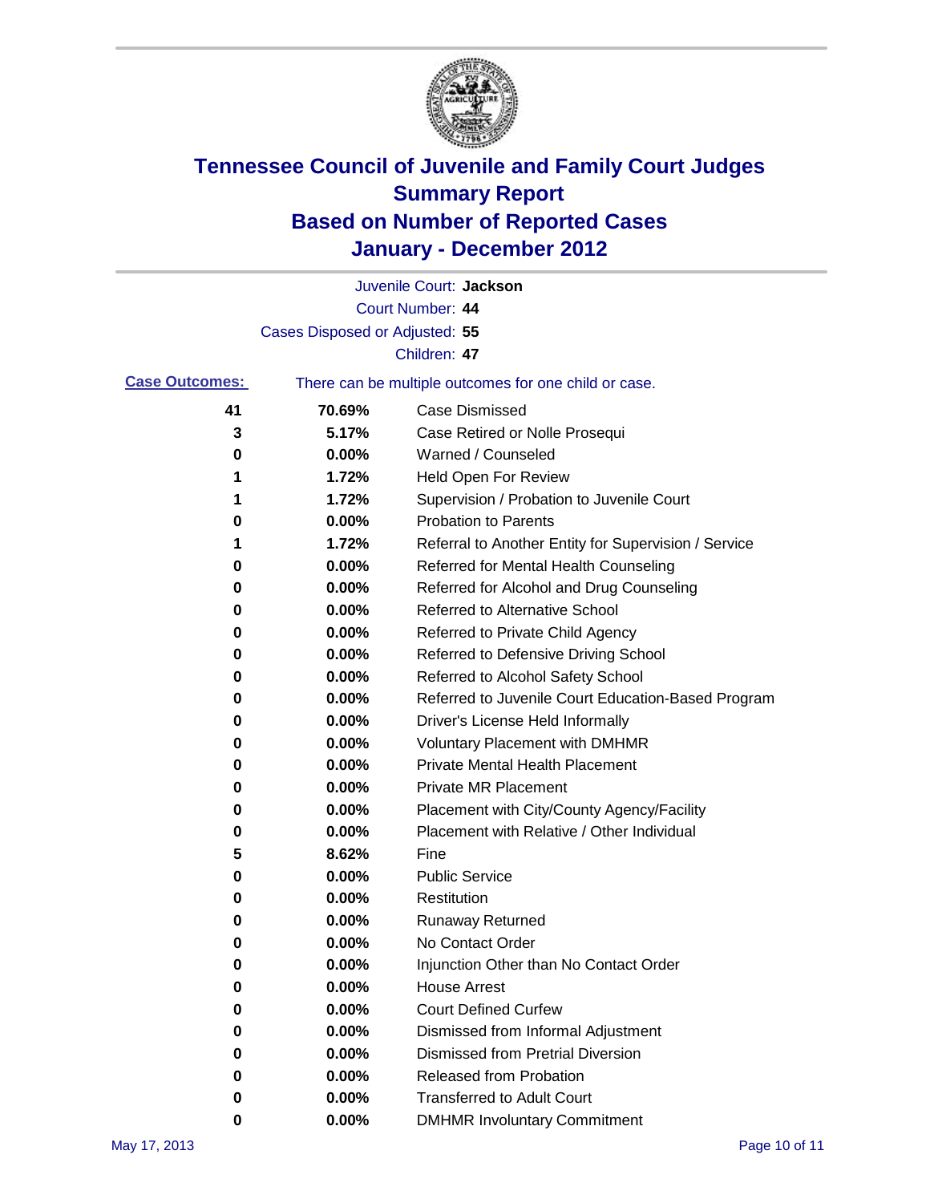# Tennessee Council of Juvenile and Family Court Judges
# Summary Report
# Based on Number of Reported Cases
# January - December 2012

Juvenile Court: **Jackson**

Court Number: **44**

Cases Disposed or Adjusted: **55**

Children: **47**

**Case Outcomes:** There can be multiple outcomes for one child or case.

| | | |
|---|---|---|
| 41 | 70.69% | Case Dismissed |
| 3 | 5.17% | Case Retired or Nolle Prosequi |
| 0 | 0.00% | Warned / Counseled |
| 1 | 1.72% | Held Open For Review |
| 1 | 1.72% | Supervision / Probation to Juvenile Court |
| 0 | 0.00% | Probation to Parents |
| 1 | 1.72% | Referral to Another Entity for Supervision / Service |
| 0 | 0.00% | Referred for Mental Health Counseling |
| 0 | 0.00% | Referred for Alcohol and Drug Counseling |
| 0 | 0.00% | Referred to Alternative School |
| 0 | 0.00% | Referred to Private Child Agency |
| 0 | 0.00% | Referred to Defensive Driving School |
| 0 | 0.00% | Referred to Alcohol Safety School |
| 0 | 0.00% | Referred to Juvenile Court Education-Based Program |
| 0 | 0.00% | Driver's License Held Informally |
| 0 | 0.00% | Voluntary Placement with DMHMR |
| 0 | 0.00% | Private Mental Health Placement |
| 0 | 0.00% | Private MR Placement |
| 0 | 0.00% | Placement with City/County Agency/Facility |
| 0 | 0.00% | Placement with Relative / Other Individual |
| 5 | 8.62% | Fine |
| 0 | 0.00% | Public Service |
| 0 | 0.00% | Restitution |
| 0 | 0.00% | Runaway Returned |
| 0 | 0.00% | No Contact Order |
| 0 | 0.00% | Injunction Other than No Contact Order |
| 0 | 0.00% | House Arrest |
| 0 | 0.00% | Court Defined Curfew |
| 0 | 0.00% | Dismissed from Informal Adjustment |
| 0 | 0.00% | Dismissed from Pretrial Diversion |
| 0 | 0.00% | Released from Probation |
| 0 | 0.00% | Transferred to Adult Court |
| 0 | 0.00% | DMHMR Involuntary Commitment |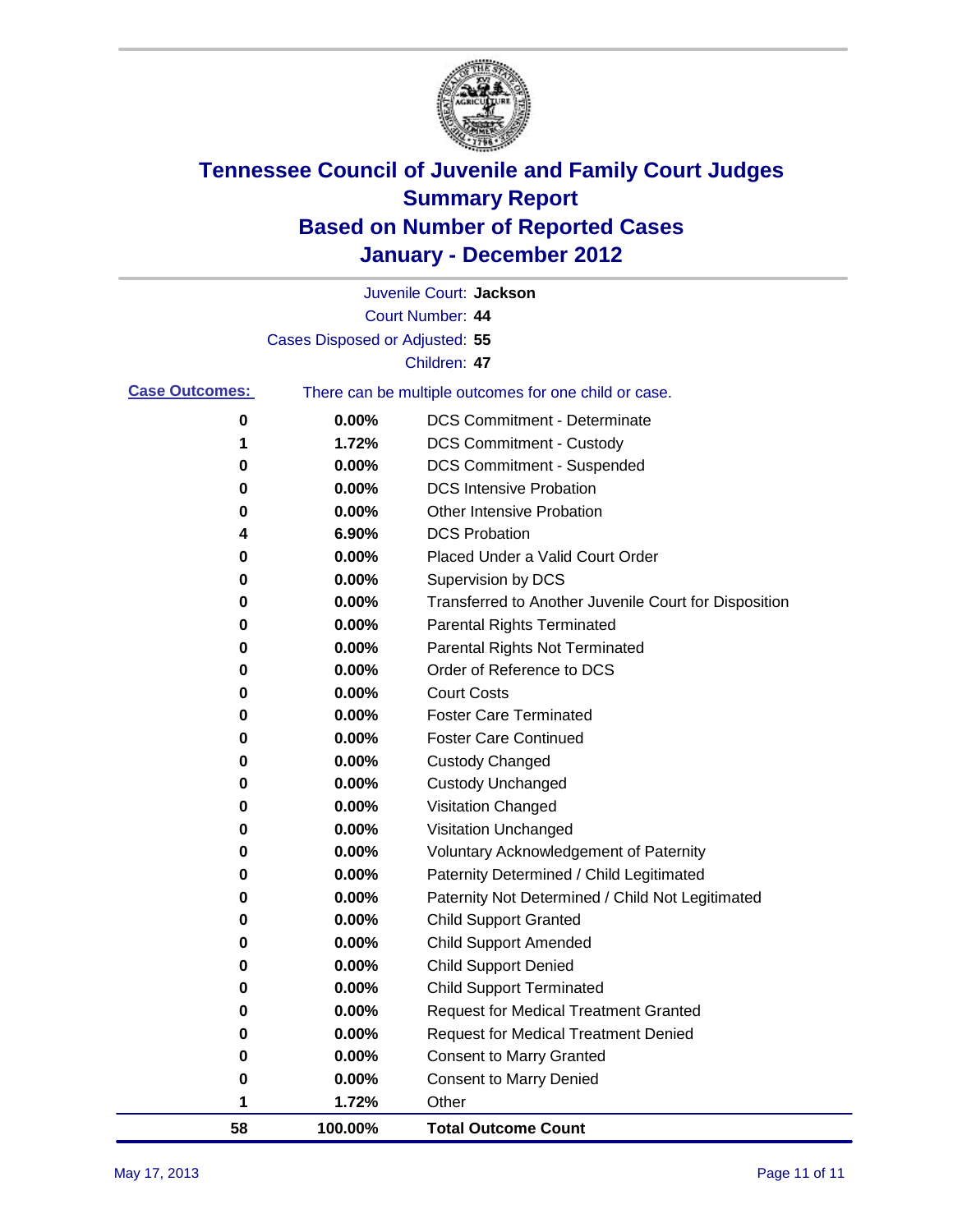# Tennessee Council of Juvenile and Family Court Judges
## Summary Report
## Based on Number of Reported Cases
## January - December 2012

Juvenile Court: **Jackson**

Court Number: **44**

Cases Disposed or Adjusted: **55**

Children: **47**

**Case Outcomes:** There can be multiple outcomes for one child or case.

| | | |
|---|---|---|
| **0** | **0.00%** | DCS Commitment - Determinate |
| **1** | **1.72%** | DCS Commitment - Custody |
| **0** | **0.00%** | DCS Commitment - Suspended |
| **0** | **0.00%** | DCS Intensive Probation |
| **0** | **0.00%** | Other Intensive Probation |
| **4** | **6.90%** | DCS Probation |
| **0** | **0.00%** | Placed Under a Valid Court Order |
| **0** | **0.00%** | Supervision by DCS |
| **0** | **0.00%** | Transferred to Another Juvenile Court for Disposition |
| **0** | **0.00%** | Parental Rights Terminated |
| **0** | **0.00%** | Parental Rights Not Terminated |
| **0** | **0.00%** | Order of Reference to DCS |
| **0** | **0.00%** | Court Costs |
| **0** | **0.00%** | Foster Care Terminated |
| **0** | **0.00%** | Foster Care Continued |
| **0** | **0.00%** | Custody Changed |
| **0** | **0.00%** | Custody Unchanged |
| **0** | **0.00%** | Visitation Changed |
| **0** | **0.00%** | Visitation Unchanged |
| **0** | **0.00%** | Voluntary Acknowledgement of Paternity |
| **0** | **0.00%** | Paternity Determined / Child Legitimated |
| **0** | **0.00%** | Paternity Not Determined / Child Not Legitimated |
| **0** | **0.00%** | Child Support Granted |
| **0** | **0.00%** | Child Support Amended |
| **0** | **0.00%** | Child Support Denied |
| **0** | **0.00%** | Child Support Terminated |
| **0** | **0.00%** | Request for Medical Treatment Granted |
| **0** | **0.00%** | Request for Medical Treatment Denied |
| **0** | **0.00%** | Consent to Marry Granted |
| **0** | **0.00%** | Consent to Marry Denied |
| **1** | **1.72%** | Other |
| **58** | **100.00%** | **Total Outcome Count** |